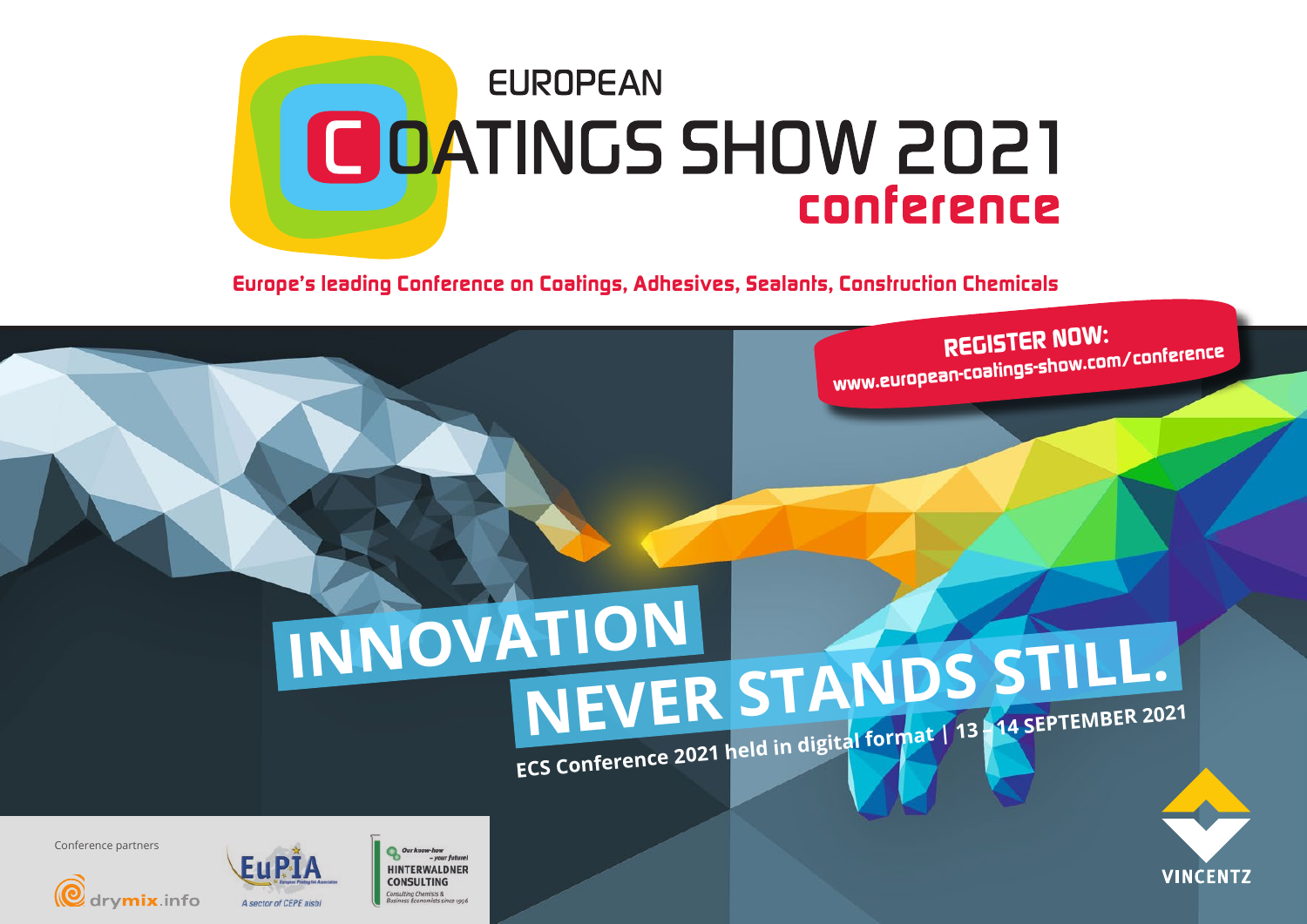# EUROPEAN COATINGS SHOW 2021 conference

**Europe's leading Conference on Coatings, Adhesives, Sealants, Construction Chemicals**

**REGISTER NOW:**
**www.european-coatings-show.com/conference**

# INNOVATION NEVER STANDS STILL.

**ECS Conference 2021 held in digital format | 13 – 14 SEPTEMBER 2021**

Conference partners

drymix.info

EuPIA – A sector of CEPE aisbl

HINTERWALDNER CONSULTING – Our know-how – your future! – Consulting Chemists & Business Economists since 1956

VINCENTZ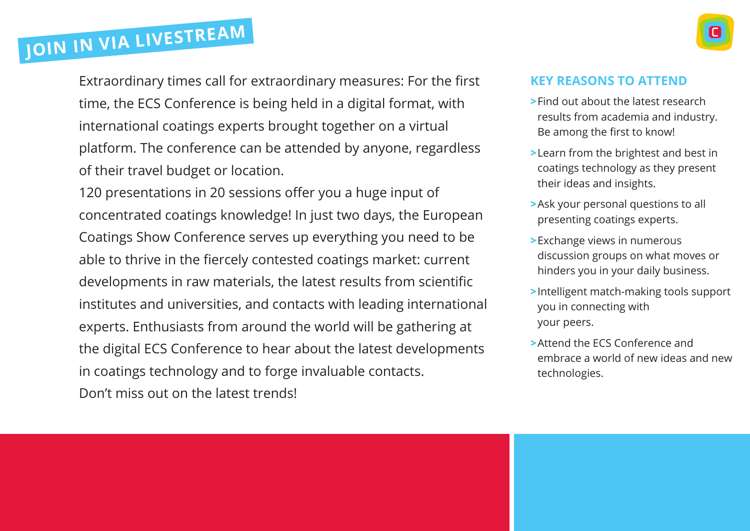# JOIN IN VIA LIVESTREAM

Extraordinary times call for extraordinary measures: For the first time, the ECS Conference is being held in a digital format, with international coatings experts brought together on a virtual platform. The conference can be attended by anyone, regardless of their travel budget or location.

120 presentations in 20 sessions offer you a huge input of concentrated coatings knowledge! In just two days, the European Coatings Show Conference serves up everything you need to be able to thrive in the fiercely contested coatings market: current developments in raw materials, the latest results from scientific institutes and universities, and contacts with leading international experts. Enthusiasts from around the world will be gathering at the digital ECS Conference to hear about the latest developments in coatings technology and to forge invaluable contacts.

Don't miss out on the latest trends!

## KEY REASONS TO ATTEND

- Find out about the latest research results from academia and industry. Be among the first to know!
- Learn from the brightest and best in coatings technology as they present their ideas and insights.
- Ask your personal questions to all presenting coatings experts.
- Exchange views in numerous discussion groups on what moves or hinders you in your daily business.
- Intelligent match-making tools support you in connecting with your peers.
- Attend the ECS Conference and embrace a world of new ideas and new technologies.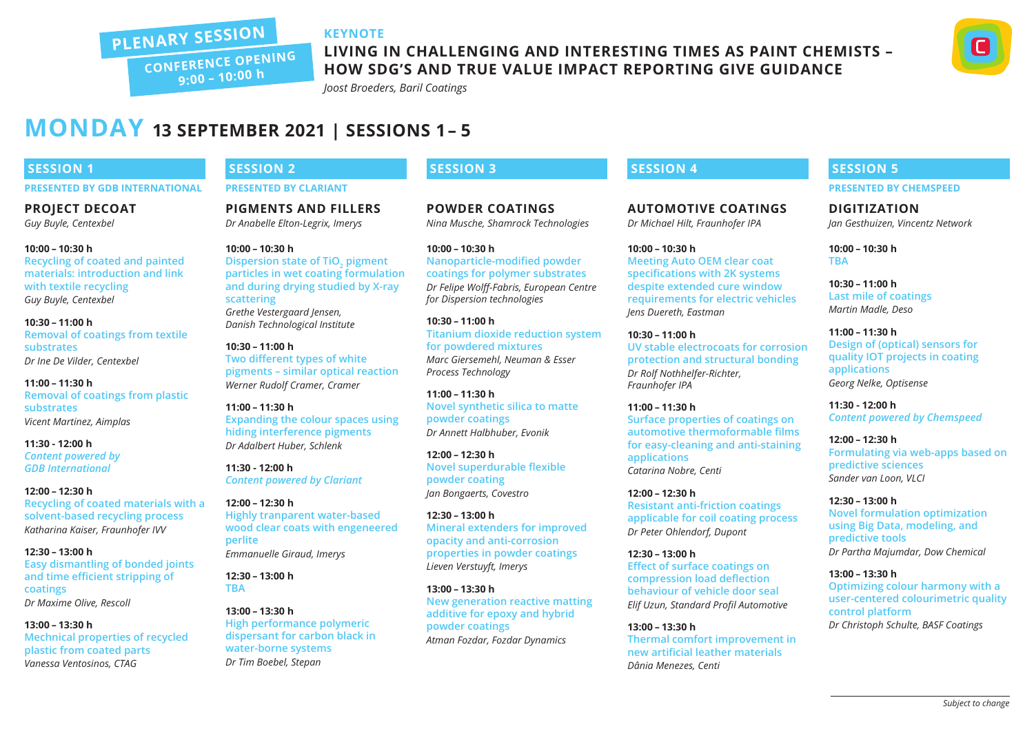**PLENARY SESSION**

**CONFERENCE OPENING**
**9:00 – 10:00 h**

**KEYNOTE**

**LIVING IN CHALLENGING AND INTERESTING TIMES AS PAINT CHEMISTS – HOW SDG'S AND TRUE VALUE IMPACT REPORTING GIVE GUIDANCE**

*Joost Broeders, Baril Coatings*

# MONDAY 13 SEPTEMBER 2021 | SESSIONS 1 – 5

## SESSION 1

**PRESENTED BY GDB INTERNATIONAL**

### PROJECT DECOAT

*Guy Buyle, Centexbel*

**10:00 – 10:30 h**
Recycling of coated and painted materials: introduction and link with textile recycling
*Guy Buyle, Centexbel*

**10:30 – 11:00 h**
Removal of coatings from textile substrates
*Dr Ine De Vilder, Centexbel*

**11:00 – 11:30 h**
Removal of coatings from plastic substrates
*Vicent Martinez, Aimplas*

**11:30 - 12:00 h**
*Content powered by GDB International*

**12:00 – 12:30 h**
Recycling of coated materials with a solvent-based recycling process
*Katharina Kaiser, Fraunhofer IVV*

**12:30 – 13:00 h**
Easy dismantling of bonded joints and time efficient stripping of coatings
*Dr Maxime Olive, Rescoll*

**13:00 – 13:30 h**
Mechnical properties of recycled plastic from coated parts
*Vanessa Ventosinos, CTAG*

## SESSION 2

**PRESENTED BY CLARIANT**

### PIGMENTS AND FILLERS

*Dr Anabelle Elton-Legrix, Imerys*

**10:00 – 10:30 h**
Dispersion state of $TiO_2$ pigment particles in wet coating formulation and during drying studied by X-ray scattering
*Grethe Vestergaard Jensen, Danish Technological Institute*

**10:30 – 11:00 h**
Two different types of white pigments – similar optical reaction
*Werner Rudolf Cramer, Cramer*

**11:00 – 11:30 h**
Expanding the colour spaces using hiding interference pigments
*Dr Adalbert Huber, Schlenk*

**11:30 - 12:00 h**
*Content powered by Clariant*

**12:00 – 12:30 h**
Highly tranparent water-based wood clear coats with engeneered perlite
*Emmanuelle Giraud, Imerys*

**12:30 – 13:00 h**
TBA

**13:00 – 13:30 h**
High performance polymeric dispersant for carbon black in water-borne systems
*Dr Tim Boebel, Stepan*

## SESSION 3

### POWDER COATINGS

*Nina Musche, Shamrock Technologies*

**10:00 – 10:30 h**
Nanoparticle-modified powder coatings for polymer substrates
*Dr Felipe Wolff-Fabris, European Centre for Dispersion technologies*

**10:30 – 11:00 h**
Titanium dioxide reduction system for powdered mixtures
*Marc Giersemehl, Neuman & Esser Process Technology*

**11:00 – 11:30 h**
Novel synthetic silica to matte powder coatings
*Dr Annett Halbhuber, Evonik*

**12:00 – 12:30 h**
Novel superdurable flexible powder coating
*Jan Bongaerts, Covestro*

**12:30 – 13:00 h**
Mineral extenders for improved opacity and anti-corrosion properties in powder coatings
*Lieven Verstuyft, Imerys*

**13:00 – 13:30 h**
New generation reactive matting additive for epoxy and hybrid powder coatings
*Atman Fozdar, Fozdar Dynamics*

## SESSION 4

### AUTOMOTIVE COATINGS

*Dr Michael Hilt, Fraunhofer IPA*

**10:00 – 10:30 h**
Meeting Auto OEM clear coat specifications with 2K systems despite extended cure window requirements for electric vehicles
*Jens Duereth, Eastman*

**10:30 – 11:00 h**
UV stable electrocoats for corrosion protection and structural bonding
*Dr Rolf Nothhelfer-Richter, Fraunhofer IPA*

**11:00 – 11:30 h**
Surface properties of coatings on automotive thermoformable films for easy-cleaning and anti-staining applications
*Catarina Nobre, Centi*

**12:00 – 12:30 h**
Resistant anti-friction coatings applicable for coil coating process
*Dr Peter Ohlendorf, Dupont*

**12:30 – 13:00 h**
Effect of surface coatings on compression load deflection behaviour of vehicle door seal
*Elif Uzun, Standard Profil Automotive*

**13:00 – 13:30 h**
Thermal comfort improvement in new artificial leather materials
*Dânia Menezes, Centi*

## SESSION 5

**PRESENTED BY CHEMSPEED**

### DIGITIZATION

*Jan Gesthuizen, Vincentz Network*

**10:00 – 10:30 h**
TBA

**10:30 – 11:00 h**
Last mile of coatings
*Martin Madle, Deso*

**11:00 – 11:30 h**
Design of (optical) sensors for quality IOT projects in coating applications
*Georg Nelke, Optisense*

**11:30 - 12:00 h**
*Content powered by Chemspeed*

**12:00 – 12:30 h**
Formulating via web-apps based on predictive sciences
*Sander van Loon, VLCI*

**12:30 – 13:00 h**
Novel formulation optimization using Big Data, modeling, and predictive tools
*Dr Partha Majumdar, Dow Chemical*

**13:00 – 13:30 h**
Optimizing colour harmony with a user-centered colourimetric quality control platform
*Dr Christoph Schulte, BASF Coatings*

*Subject to change*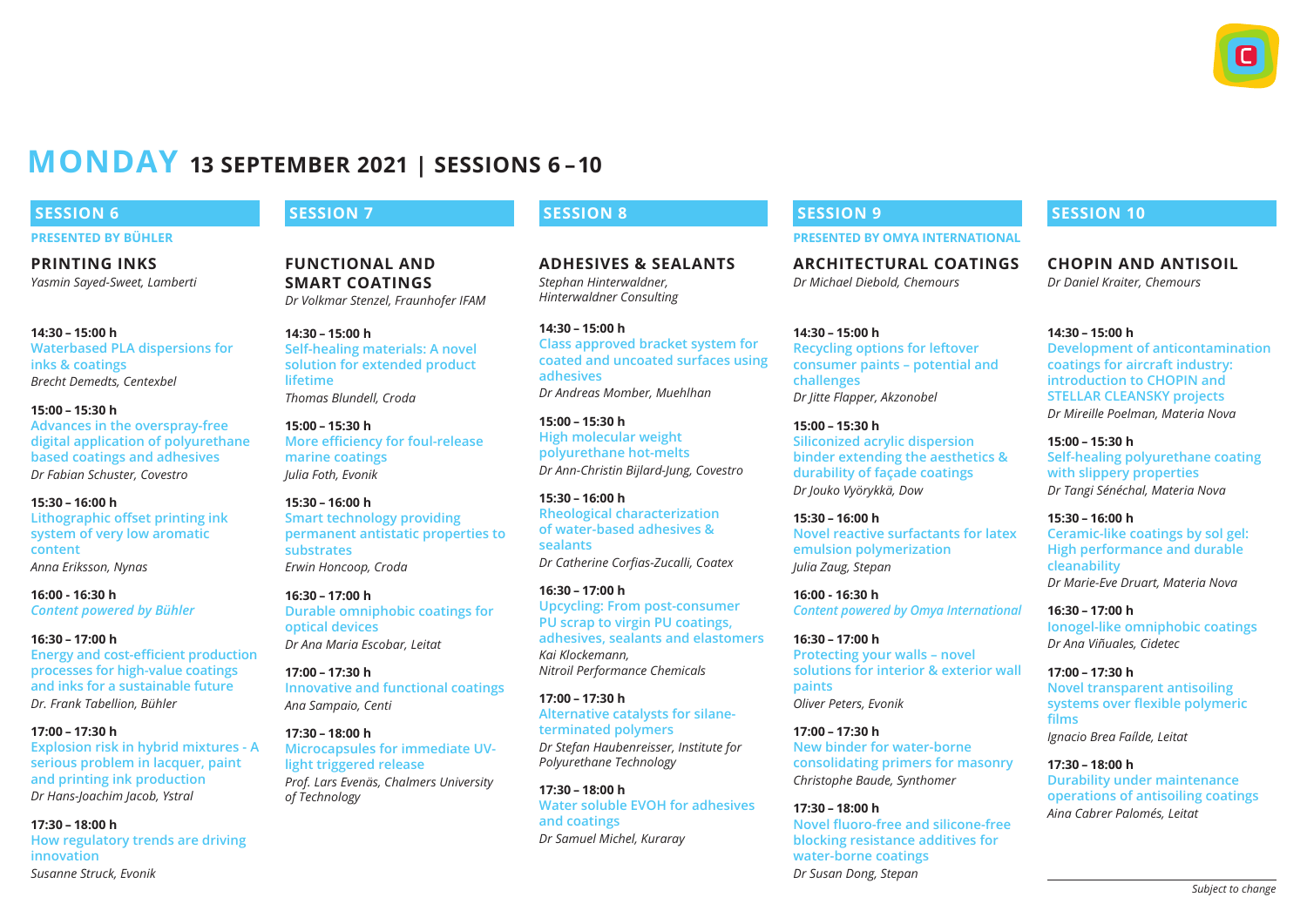# MONDAY 13 SEPTEMBER 2021 | SESSIONS 6 – 10

## SESSION 6

**PRESENTED BY BÜHLER**

### PRINTING INKS

*Yasmin Sayed-Sweet, Lamberti*

**14:30 – 15:00 h**
Waterbased PLA dispersions for inks & coatings
*Brecht Demedts, Centexbel*

**15:00 – 15:30 h**
Advances in the overspray-free digital application of polyurethane based coatings and adhesives
*Dr Fabian Schuster, Covestro*

**15:30 – 16:00 h**
Lithographic offset printing ink system of very low aromatic content
*Anna Eriksson, Nynas*

**16:00 - 16:30 h**
*Content powered by Bühler*

**16:30 – 17:00 h**
Energy and cost-efficient production processes for high-value coatings and inks for a sustainable future
*Dr. Frank Tabellion, Bühler*

**17:00 – 17:30 h**
Explosion risk in hybrid mixtures - A serious problem in lacquer, paint and printing ink production
*Dr Hans-Joachim Jacob, Ystral*

**17:30 – 18:00 h**
How regulatory trends are driving innovation
*Susanne Struck, Evonik*

## SESSION 7

### FUNCTIONAL AND SMART COATINGS

*Dr Volkmar Stenzel, Fraunhofer IFAM*

**14:30 – 15:00 h**
Self-healing materials: A novel solution for extended product lifetime
*Thomas Blundell, Croda*

**15:00 – 15:30 h**
More efficiency for foul-release marine coatings
*Julia Foth, Evonik*

**15:30 – 16:00 h**
Smart technology providing permanent antistatic properties to substrates
*Erwin Honcoop, Croda*

**16:30 – 17:00 h**
Durable omniphobic coatings for optical devices
*Dr Ana Maria Escobar, Leitat*

**17:00 – 17:30 h**
Innovative and functional coatings
*Ana Sampaio, Centi*

**17:30 – 18:00 h**
Microcapsules for immediate UV-light triggered release
*Prof. Lars Evenäs, Chalmers University of Technology*

## SESSION 8

### ADHESIVES & SEALANTS

*Stephan Hinterwaldner, Hinterwaldner Consulting*

**14:30 – 15:00 h**
Class approved bracket system for coated and uncoated surfaces using adhesives
*Dr Andreas Momber, Muehlhan*

**15:00 – 15:30 h**
High molecular weight polyurethane hot-melts
*Dr Ann-Christin Bijlard-Jung, Covestro*

**15:30 – 16:00 h**
Rheological characterization of water-based adhesives & sealants
*Dr Catherine Corfias-Zucalli, Coatex*

**16:30 – 17:00 h**
Upcycling: From post-consumer PU scrap to virgin PU coatings, adhesives, sealants and elastomers
*Kai Klockemann, Nitroil Performance Chemicals*

**17:00 – 17:30 h**
Alternative catalysts for silane-terminated polymers
*Dr Stefan Haubenreisser, Institute for Polyurethane Technology*

**17:30 – 18:00 h**
Water soluble EVOH for adhesives and coatings
*Dr Samuel Michel, Kuraray*

## SESSION 9

**PRESENTED BY OMYA INTERNATIONAL**

### ARCHITECTURAL COATINGS

*Dr Michael Diebold, Chemours*

**14:30 – 15:00 h**
Recycling options for leftover consumer paints – potential and challenges
*Dr Jitte Flapper, Akzonobel*

**15:00 – 15:30 h**
Siliconized acrylic dispersion binder extending the aesthetics & durability of façade coatings
*Dr Jouko Vyörykkä, Dow*

**15:30 – 16:00 h**
Novel reactive surfactants for latex emulsion polymerization
*Julia Zaug, Stepan*

**16:00 - 16:30 h**
*Content powered by Omya International*

**16:30 – 17:00 h**
Protecting your walls – novel solutions for interior & exterior wall paints
*Oliver Peters, Evonik*

**17:00 – 17:30 h**
New binder for water-borne consolidating primers for masonry
*Christophe Baude, Synthomer*

**17:30 – 18:00 h**
Novel fluoro-free and silicone-free blocking resistance additives for water-borne coatings
*Dr Susan Dong, Stepan*

## SESSION 10

### CHOPIN AND ANTISOIL

*Dr Daniel Kraiter, Chemours*

**14:30 – 15:00 h**
Development of anticontamination coatings for aircraft industry: introduction to CHOPIN and STELLAR CLEANSKY projects
*Dr Mireille Poelman, Materia Nova*

**15:00 – 15:30 h**
Self-healing polyurethane coating with slippery properties
*Dr Tangi Sénéchal, Materia Nova*

**15:30 – 16:00 h**
Ceramic-like coatings by sol gel: High performance and durable cleanability
*Dr Marie-Eve Druart, Materia Nova*

**16:30 – 17:00 h**
Ionogel-like omniphobic coatings
*Dr Ana Viñuales, Cidetec*

**17:00 – 17:30 h**
Novel transparent antisoiling systems over flexible polymeric films
*Ignacio Brea Faílde, Leitat*

**17:30 – 18:00 h**
Durability under maintenance operations of antisoiling coatings
*Aina Cabrer Palomés, Leitat*

*Subject to change*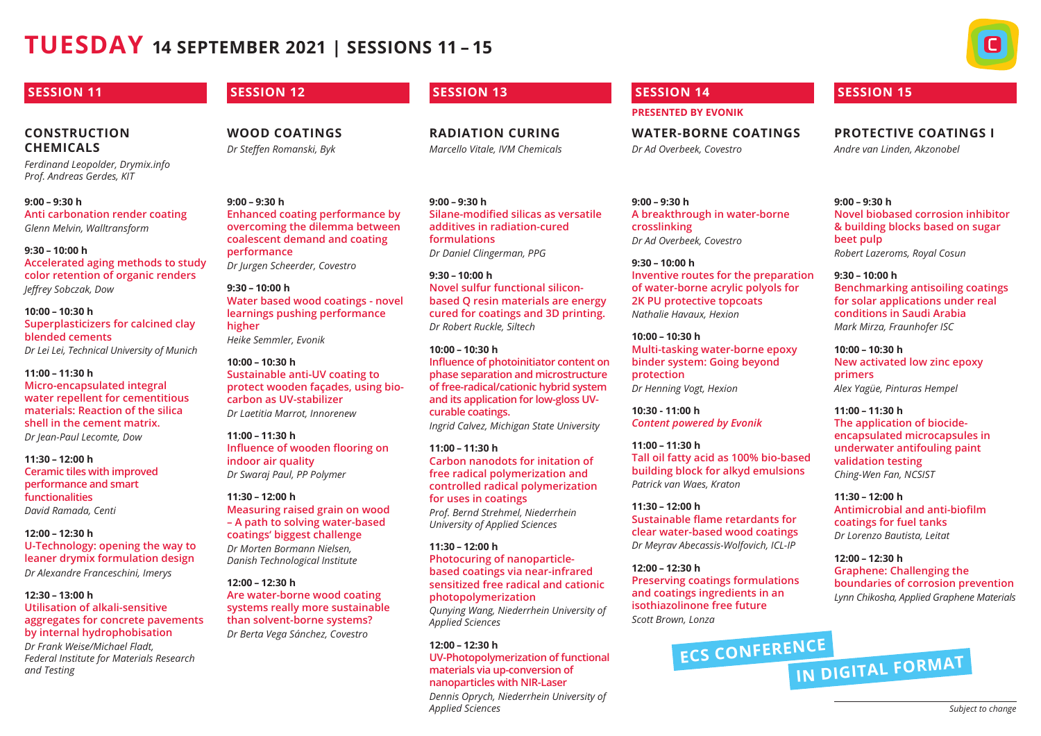# TUESDAY 14 SEPTEMBER 2021 | SESSIONS 11 – 15

## SESSION 11

### CONSTRUCTION CHEMICALS

*Ferdinand Leopolder, Drymix.info*
*Prof. Andreas Gerdes, KIT*

**9:00 – 9:30 h**
**Anti carbonation render coating**
*Glenn Melvin, Walltransform*

**9:30 – 10:00 h**
**Accelerated aging methods to study color retention of organic renders**
*Jeffrey Sobczak, Dow*

**10:00 – 10:30 h**
**Superplasticizers for calcined clay blended cements**
*Dr Lei Lei, Technical University of Munich*

**11:00 – 11:30 h**
**Micro-encapsulated integral water repellent for cementitious materials: Reaction of the silica shell in the cement matrix.**
*Dr Jean-Paul Lecomte, Dow*

**11:30 – 12:00 h**
**Ceramic tiles with improved performance and smart functionalities**
*David Ramada, Centi*

**12:00 – 12:30 h**
**U-Technology: opening the way to leaner drymix formulation design**
*Dr Alexandre Franceschini, Imerys*

**12:30 – 13:00 h**
**Utilisation of alkali-sensitive aggregates for concrete pavements by internal hydrophobisation**
*Dr Frank Weise/Michael Fladt, Federal Institute for Materials Research and Testing*

## SESSION 12

### WOOD COATINGS

*Dr Steffen Romanski, Byk*

**9:00 – 9:30 h**
**Enhanced coating performance by overcoming the dilemma between coalescent demand and coating performance**
*Dr Jurgen Scheerder, Covestro*

**9:30 – 10:00 h**
**Water based wood coatings - novel learnings pushing performance higher**
*Heike Semmler, Evonik*

**10:00 – 10:30 h**
**Sustainable anti-UV coating to protect wooden façades, using bio-carbon as UV-stabilizer**
*Dr Laetitia Marrot, Innorenew*

**11:00 – 11:30 h**
**Influence of wooden flooring on indoor air quality**
*Dr Swaraj Paul, PP Polymer*

**11:30 – 12:00 h**
**Measuring raised grain on wood – A path to solving water-based coatings' biggest challenge**
*Dr Morten Bormann Nielsen, Danish Technological Institute*

**12:00 – 12:30 h**
**Are water-borne wood coating systems really more sustainable than solvent-borne systems?**
*Dr Berta Vega Sánchez, Covestro*

## SESSION 13

### RADIATION CURING

*Marcello Vitale, IVM Chemicals*

**9:00 – 9:30 h**
**Silane-modified silicas as versatile additives in radiation-cured formulations**
*Dr Daniel Clingerman, PPG*

**9:30 – 10:00 h**
**Novel sulfur functional silicon-based Q resin materials are energy cured for coatings and 3D printing.**
*Dr Robert Ruckle, Siltech*

**10:00 – 10:30 h**
**Influence of photoinitiator content on phase separation and microstructure of free-radical/cationic hybrid system and its application for low-gloss UV-curable coatings.**
*Ingrid Calvez, Michigan State University*

**11:00 – 11:30 h**
**Carbon nanodots for initation of free radical polymerization and controlled radical polymerization for uses in coatings**
*Prof. Bernd Strehmel, Niederrhein University of Applied Sciences*

**11:30 – 12:00 h**
**Photocuring of nanoparticle-based coatings via near-infrared sensitized free radical and cationic photopolymerization**
*Qunying Wang, Niederrhein University of Applied Sciences*

**12:00 – 12:30 h**
**UV-Photopolymerization of functional materials via up-conversion of nanoparticles with NIR-Laser**
*Dennis Oprych, Niederrhein University of Applied Sciences*

## SESSION 14

**PRESENTED BY EVONIK**

### WATER-BORNE COATINGS

*Dr Ad Overbeek, Covestro*

**9:00 – 9:30 h**
**A breakthrough in water-borne crosslinking**
*Dr Ad Overbeek, Covestro*

**9:30 – 10:00 h**
**Inventive routes for the preparation of water-borne acrylic polyols for 2K PU protective topcoats**
*Nathalie Havaux, Hexion*

**10:00 – 10:30 h**
**Multi-tasking water-borne epoxy binder system: Going beyond protection**
*Dr Henning Vogt, Hexion*

**10:30 - 11:00 h**
***Content powered by Evonik***

**11:00 – 11:30 h**
**Tall oil fatty acid as 100% bio-based building block for alkyd emulsions**
*Patrick van Waes, Kraton*

**11:30 – 12:00 h**
**Sustainable flame retardants for clear water-based wood coatings**
*Dr Meyrav Abecassis-Wolfovich, ICL-IP*

**12:00 – 12:30 h**
**Preserving coatings formulations and coatings ingredients in an isothiazolinone free future**
*Scott Brown, Lonza*

## SESSION 15

### PROTECTIVE COATINGS I

*Andre van Linden, Akzonobel*

**9:00 – 9:30 h**
**Novel biobased corrosion inhibitor & building blocks based on sugar beet pulp**
*Robert Lazeroms, Royal Cosun*

**9:30 – 10:00 h**
**Benchmarking antisoiling coatings for solar applications under real conditions in Saudi Arabia**
*Mark Mirza, Fraunhofer ISC*

**10:00 – 10:30 h**
**New activated low zinc epoxy primers**
*Alex Yagüe, Pinturas Hempel*

**11:00 – 11:30 h**
**The application of biocide-encapsulated microcapsules in underwater antifouling paint validation testing**
*Ching-Wen Fan, NCSIST*

**11:30 – 12:00 h**
**Antimicrobial and anti-biofilm coatings for fuel tanks**
*Dr Lorenzo Bautista, Leitat*

**12:00 – 12:30 h**
**Graphene: Challenging the boundaries of corrosion prevention**
*Lynn Chikosha, Applied Graphene Materials*

ECS CONFERENCE IN DIGITAL FORMAT

*Subject to change*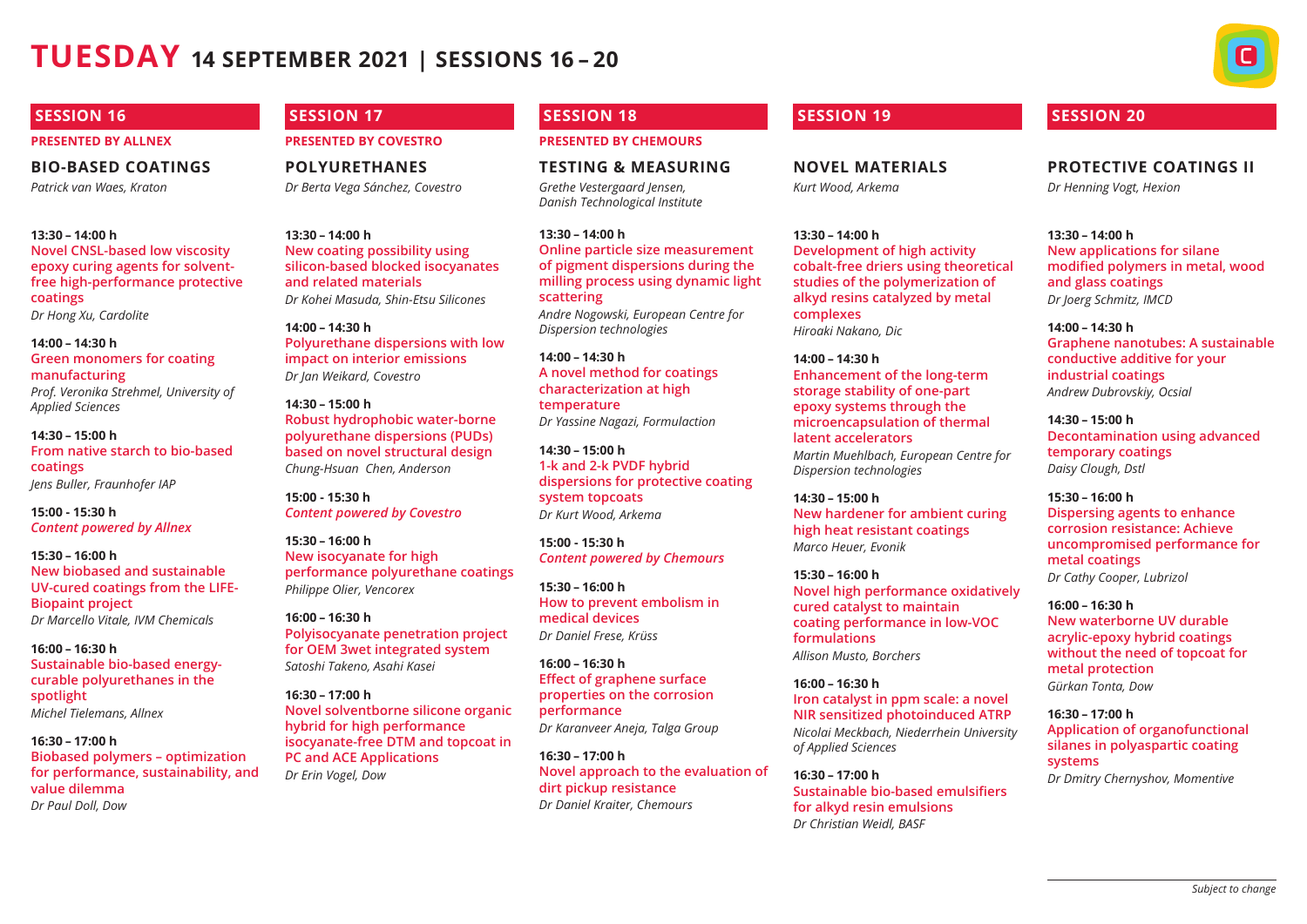# TUESDAY 14 SEPTEMBER 2021 | SESSIONS 16 – 20

## SESSION 16

**PRESENTED BY ALLNEX**

### BIO-BASED COATINGS

*Patrick van Waes, Kraton*

**13:30 – 14:00 h**
**Novel CNSL-based low viscosity epoxy curing agents for solvent-free high-performance protective coatings**
*Dr Hong Xu, Cardolite*

**14:00 – 14:30 h**
**Green monomers for coating manufacturing**
*Prof. Veronika Strehmel, University of Applied Sciences*

**14:30 – 15:00 h**
**From native starch to bio-based coatings**
*Jens Buller, Fraunhofer IAP*

**15:00 - 15:30 h**
***Content powered by Allnex***

**15:30 – 16:00 h**
**New biobased and sustainable UV-cured coatings from the LIFE-Biopaint project**
*Dr Marcello Vitale, IVM Chemicals*

**16:00 – 16:30 h**
**Sustainable bio-based energy-curable polyurethanes in the spotlight**
*Michel Tielemans, Allnex*

**16:30 – 17:00 h**
**Biobased polymers – optimization for performance, sustainability, and value dilemma**
*Dr Paul Doll, Dow*

## SESSION 17

**PRESENTED BY COVESTRO**

### POLYURETHANES

*Dr Berta Vega Sánchez, Covestro*

**13:30 – 14:00 h**
**New coating possibility using silicon-based blocked isocyanates and related materials**
*Dr Kohei Masuda, Shin-Etsu Silicones*

**14:00 – 14:30 h**
**Polyurethane dispersions with low impact on interior emissions**
*Dr Jan Weikard, Covestro*

**14:30 – 15:00 h**
**Robust hydrophobic water-borne polyurethane dispersions (PUDs) based on novel structural design**
*Chung-Hsuan Chen, Anderson*

**15:00 - 15:30 h**
***Content powered by Covestro***

**15:30 – 16:00 h**
**New isocyanate for high performance polyurethane coatings**
*Philippe Olier, Vencorex*

**16:00 – 16:30 h**
**Polyisocyanate penetration project for OEM 3wet integrated system**
*Satoshi Takeno, Asahi Kasei*

**16:30 – 17:00 h**
**Novel solventborne silicone organic hybrid for high performance isocyanate-free DTM and topcoat in PC and ACE Applications**
*Dr Erin Vogel, Dow*

## SESSION 18

**PRESENTED BY CHEMOURS**

### TESTING & MEASURING

*Grethe Vestergaard Jensen, Danish Technological Institute*

**13:30 – 14:00 h**
**Online particle size measurement of pigment dispersions during the milling process using dynamic light scattering**
*Andre Nogowski, European Centre for Dispersion technologies*

**14:00 – 14:30 h**
**A novel method for coatings characterization at high temperature**
*Dr Yassine Nagazi, Formulaction*

**14:30 – 15:00 h**
**1-k and 2-k PVDF hybrid dispersions for protective coating system topcoats**
*Dr Kurt Wood, Arkema*

**15:00 - 15:30 h**
***Content powered by Chemours***

**15:30 – 16:00 h**
**How to prevent embolism in medical devices**
*Dr Daniel Frese, Krüss*

**16:00 – 16:30 h**
**Effect of graphene surface properties on the corrosion performance**
*Dr Karanveer Aneja, Talga Group*

**16:30 – 17:00 h**
**Novel approach to the evaluation of dirt pickup resistance**
*Dr Daniel Kraiter, Chemours*

## SESSION 19

### NOVEL MATERIALS

*Kurt Wood, Arkema*

**13:30 – 14:00 h**
**Development of high activity cobalt-free driers using theoretical studies of the polymerization of alkyd resins catalyzed by metal complexes**
*Hiroaki Nakano, Dic*

**14:00 – 14:30 h**
**Enhancement of the long-term storage stability of one-part epoxy systems through the microencapsulation of thermal latent accelerators**
*Martin Muehlbach, European Centre for Dispersion technologies*

**14:30 – 15:00 h**
**New hardener for ambient curing high heat resistant coatings**
*Marco Heuer, Evonik*

**15:30 – 16:00 h**
**Novel high performance oxidatively cured catalyst to maintain coating performance in low-VOC formulations**
*Allison Musto, Borchers*

**16:00 – 16:30 h**
**Iron catalyst in ppm scale: a novel NIR sensitized photoinduced ATRP**
*Nicolai Meckbach, Niederrhein University of Applied Sciences*

**16:30 – 17:00 h**
**Sustainable bio-based emulsifiers for alkyd resin emulsions**
*Dr Christian Weidl, BASF*

## SESSION 20

### PROTECTIVE COATINGS II

*Dr Henning Vogt, Hexion*

**13:30 – 14:00 h**
**New applications for silane modified polymers in metal, wood and glass coatings**
*Dr Joerg Schmitz, IMCD*

**14:00 – 14:30 h**
**Graphene nanotubes: A sustainable conductive additive for your industrial coatings**
*Andrew Dubrovskiy, Ocsial*

**14:30 – 15:00 h**
**Decontamination using advanced temporary coatings**
*Daisy Clough, Dstl*

**15:30 – 16:00 h**
**Dispersing agents to enhance corrosion resistance: Achieve uncompromised performance for metal coatings**
*Dr Cathy Cooper, Lubrizol*

**16:00 – 16:30 h**
**New waterborne UV durable acrylic-epoxy hybrid coatings without the need of topcoat for metal protection**
*Gürkan Tonta, Dow*

**16:30 – 17:00 h**
**Application of organofunctional silanes in polyaspartic coating systems**
*Dr Dmitry Chernyshov, Momentive*

*Subject to change*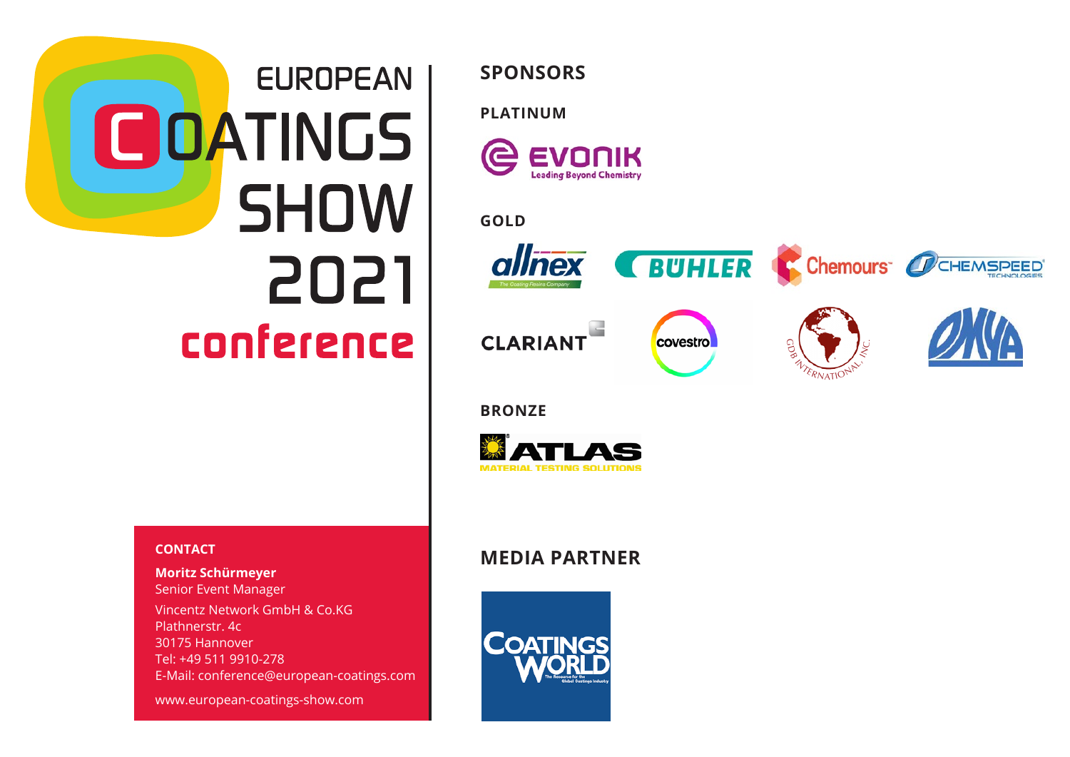# EUROPEAN COATINGS SHOW 2021 conference

## SPONSORS

### PLATINUM

EVONIK Leading Beyond Chemistry

### GOLD

allnex The Coating Resins Company

BÜHLER

Chemours

CHEMSPEED TECHNOLOGIES

CLARIANT

covestro

GDB INTERNATIONAL, INC.

OMYA

### BRONZE

ATLAS MATERIAL TESTING SOLUTIONS

## MEDIA PARTNER

COATINGS WORLD The Resource for the Global Coatings Industry

### CONTACT

**Moritz Schürmeyer**
Senior Event Manager

Vincentz Network GmbH & Co.KG
Plathnerstr. 4c
30175 Hannover
Tel: +49 511 9910-278
E-Mail: conference@european-coatings.com

www.european-coatings-show.com